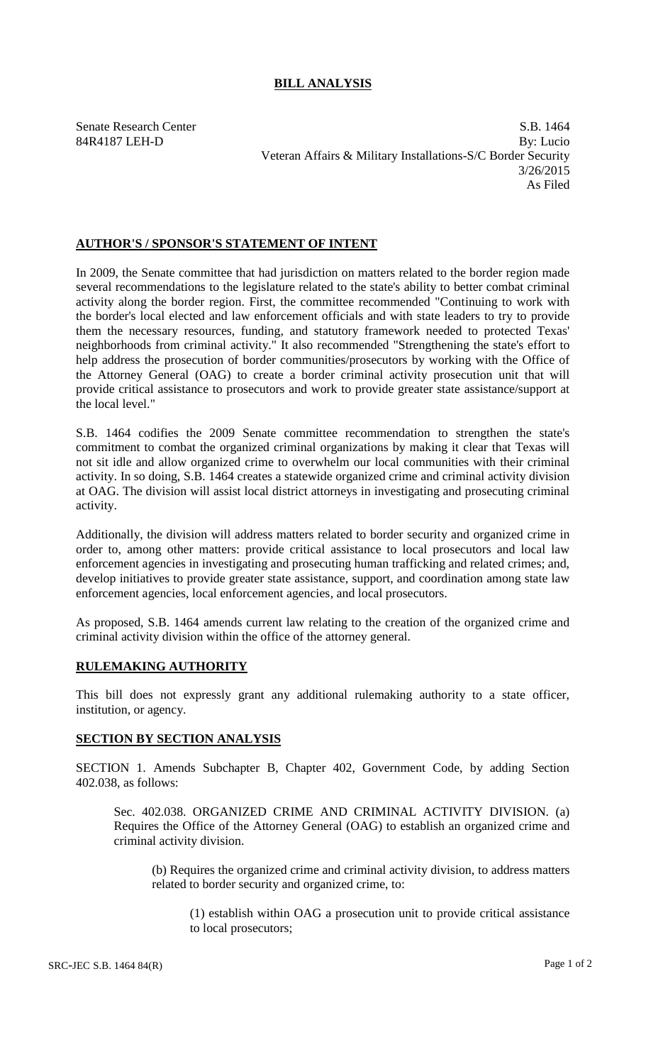# BILL ANALYSIS

Senate Research Center
84R4187 LEH-D

S.B. 1464
By: Lucio
Veteran Affairs & Military Installations-S/C Border Security
3/26/2015
As Filed

## AUTHOR'S / SPONSOR'S STATEMENT OF INTENT

In 2009, the Senate committee that had jurisdiction on matters related to the border region made several recommendations to the legislature related to the state's ability to better combat criminal activity along the border region. First, the committee recommended "Continuing to work with the border's local elected and law enforcement officials and with state leaders to try to provide them the necessary resources, funding, and statutory framework needed to protected Texas' neighborhoods from criminal activity." It also recommended "Strengthening the state's effort to help address the prosecution of border communities/prosecutors by working with the Office of the Attorney General (OAG) to create a border criminal activity prosecution unit that will provide critical assistance to prosecutors and work to provide greater state assistance/support at the local level."

S.B. 1464 codifies the 2009 Senate committee recommendation to strengthen the state's commitment to combat the organized criminal organizations by making it clear that Texas will not sit idle and allow organized crime to overwhelm our local communities with their criminal activity. In so doing, S.B. 1464 creates a statewide organized crime and criminal activity division at OAG. The division will assist local district attorneys in investigating and prosecuting criminal activity.

Additionally, the division will address matters related to border security and organized crime in order to, among other matters: provide critical assistance to local prosecutors and local law enforcement agencies in investigating and prosecuting human trafficking and related crimes; and, develop initiatives to provide greater state assistance, support, and coordination among state law enforcement agencies, local enforcement agencies, and local prosecutors.

As proposed, S.B. 1464 amends current law relating to the creation of the organized crime and criminal activity division within the office of the attorney general.

## RULEMAKING AUTHORITY

This bill does not expressly grant any additional rulemaking authority to a state officer, institution, or agency.

## SECTION BY SECTION ANALYSIS

SECTION 1. Amends Subchapter B, Chapter 402, Government Code, by adding Section 402.038, as follows:

Sec. 402.038. ORGANIZED CRIME AND CRIMINAL ACTIVITY DIVISION. (a) Requires the Office of the Attorney General (OAG) to establish an organized crime and criminal activity division.

(b) Requires the organized crime and criminal activity division, to address matters related to border security and organized crime, to:

(1) establish within OAG a prosecution unit to provide critical assistance to local prosecutors;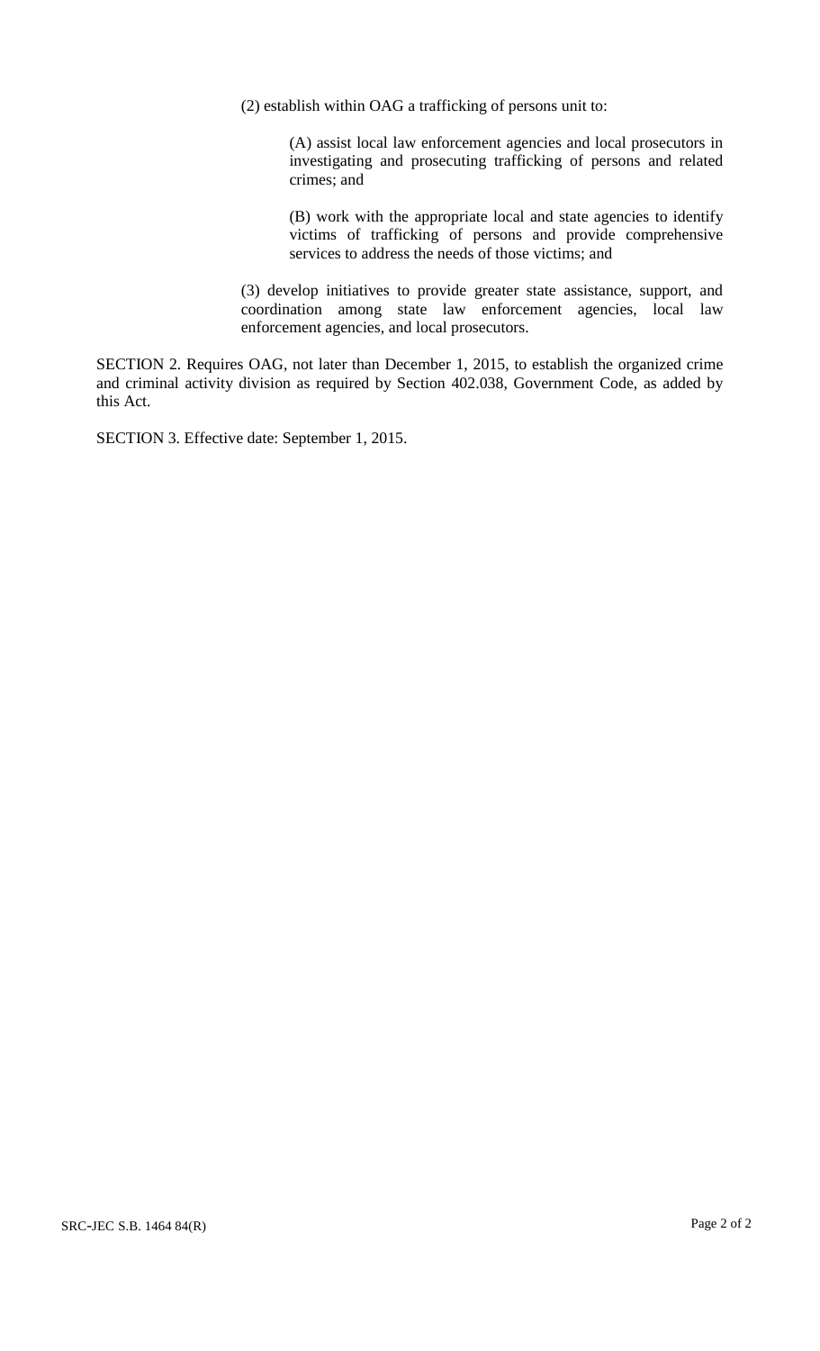(2) establish within OAG a trafficking of persons unit to:

(A) assist local law enforcement agencies and local prosecutors in investigating and prosecuting trafficking of persons and related crimes; and

(B) work with the appropriate local and state agencies to identify victims of trafficking of persons and provide comprehensive services to address the needs of those victims; and

(3) develop initiatives to provide greater state assistance, support, and coordination among state law enforcement agencies, local law enforcement agencies, and local prosecutors.

SECTION 2. Requires OAG, not later than December 1, 2015, to establish the organized crime and criminal activity division as required by Section 402.038, Government Code, as added by this Act.

SECTION 3. Effective date: September 1, 2015.

SRC-JEC S.B. 1464 84(R)